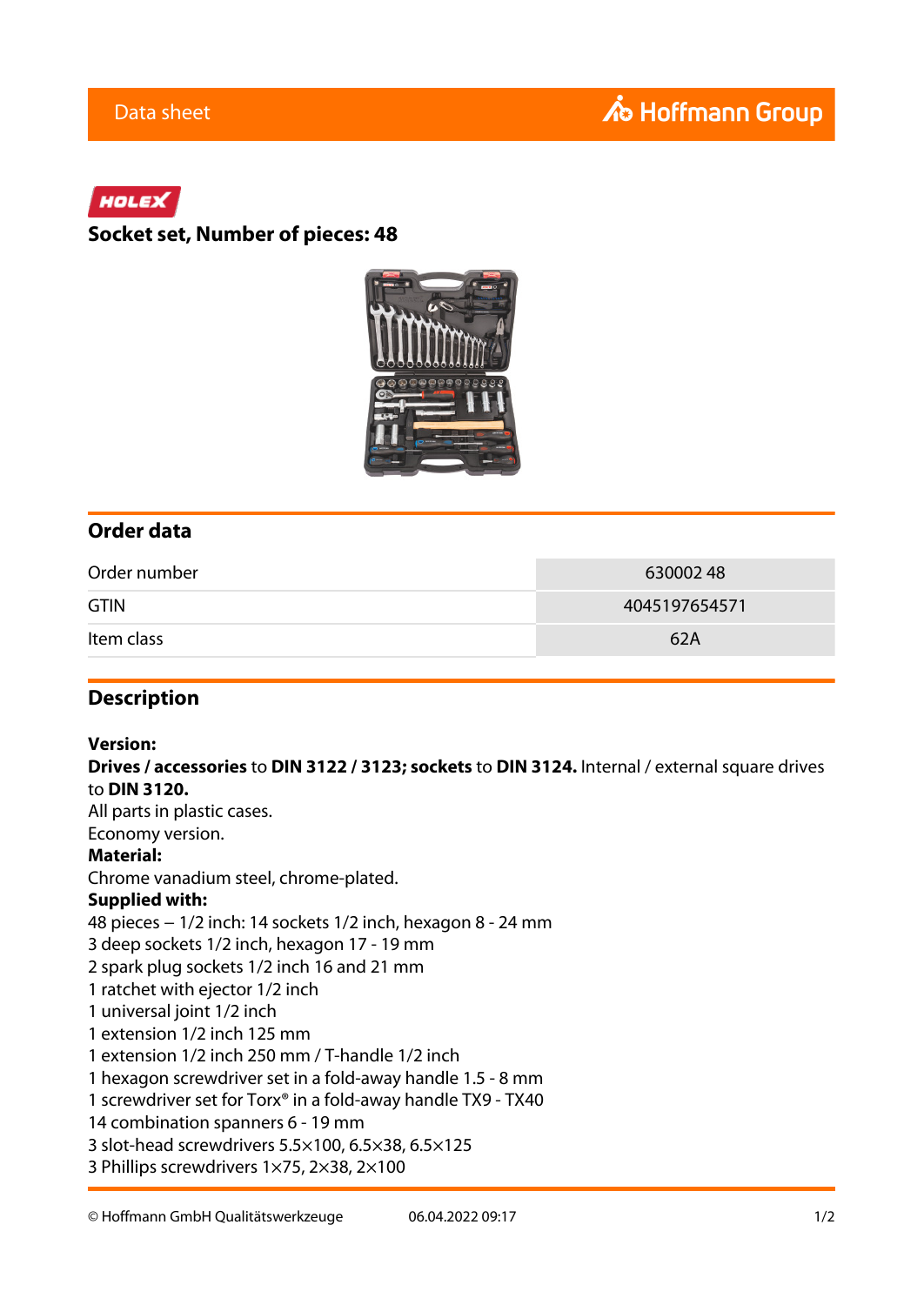Data sheet

HOLEX

# Socket set, Number of pieces: 48

## Order data

| | |
|---|---|
| Order number | 630002 48 |
| GTIN | 4045197654571 |
| Item class | 62A |

## Description

**Version:**
**Drives / accessories** to **DIN 3122 / 3123; sockets** to **DIN 3124.** Internal / external square drives to **DIN 3120.**
All parts in plastic cases.
Economy version.
**Material:**
Chrome vanadium steel, chrome-plated.
**Supplied with:**
48 pieces – 1/2 inch: 14 sockets 1/2 inch, hexagon 8 - 24 mm
3 deep sockets 1/2 inch, hexagon 17 - 19 mm
2 spark plug sockets 1/2 inch 16 and 21 mm
1 ratchet with ejector 1/2 inch
1 universal joint 1/2 inch
1 extension 1/2 inch 125 mm
1 extension 1/2 inch 250 mm / T-handle 1/2 inch
1 hexagon screwdriver set in a fold-away handle 1.5 - 8 mm
1 screwdriver set for Torx® in a fold-away handle TX9 - TX40
14 combination spanners 6 - 19 mm
3 slot-head screwdrivers 5.5×100, 6.5×38, 6.5×125
3 Phillips screwdrivers 1×75, 2×38, 2×100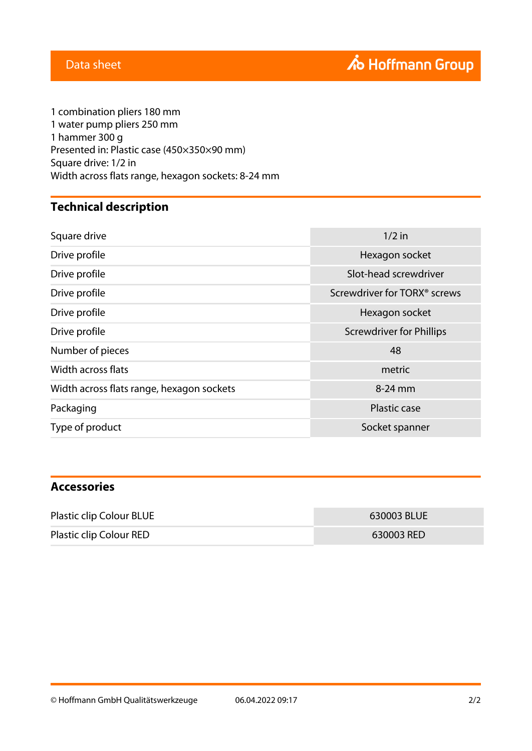1 combination pliers 180 mm
1 water pump pliers 250 mm
1 hammer 300 g
Presented in: Plastic case (450×350×90 mm)
Square drive: 1/2 in
Width across flats range, hexagon sockets: 8-24 mm

## Technical description

| | |
|---|---|
| Square drive | 1/2 in |
| Drive profile | Hexagon socket |
| Drive profile | Slot-head screwdriver |
| Drive profile | Screwdriver for TORX® screws |
| Drive profile | Hexagon socket |
| Drive profile | Screwdriver for Phillips |
| Number of pieces | 48 |
| Width across flats | metric |
| Width across flats range, hexagon sockets | 8-24 mm |
| Packaging | Plastic case |
| Type of product | Socket spanner |

## Accessories

| | |
|---|---|
| Plastic clip Colour BLUE | 630003 BLUE |
| Plastic clip Colour RED | 630003 RED |